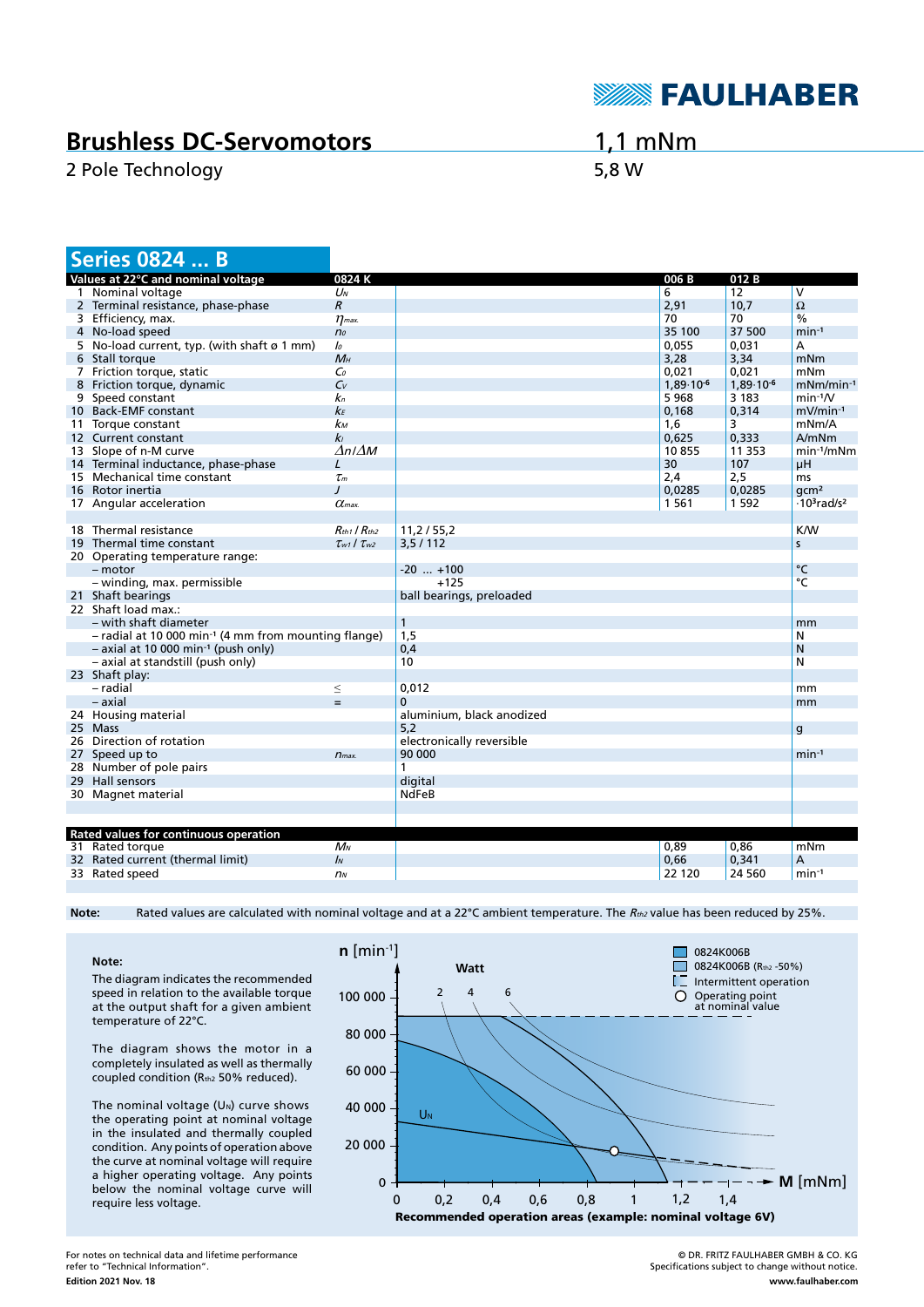# Brushless DC-Servomotors

2 Pole Technology

1,1 mNm

5,8 W

## Series 0824 ... B

| Values at 22°C and nominal voltage | | 0824 K | | 006 B | 012 B | |
|---|---|---|---|---|---|---|
| 1 | Nominal voltage | $U_N$ | | 6 | 12 | V |
| 2 | Terminal resistance, phase-phase | $R$ | | 2,91 | 10,7 | Ω |
| 3 | Efficiency, max. | $\eta_{max.}$ | | 70 | 70 | % |
| 4 | No-load speed | $n_0$ | | 35 100 | 37 500 | $min^{-1}$ |
| 5 | No-load current, typ. (with shaft ø 1 mm) | $I_0$ | | 0,055 | 0,031 | A |
| 6 | Stall torque | $M_H$ | | 3,28 | 3,34 | mNm |
| 7 | Friction torque, static | $C_0$ | | 0,021 | 0,021 | mNm |
| 8 | Friction torque, dynamic | $C_v$ | | $1{,}89 \cdot 10^{-6}$ | $1{,}89 \cdot 10^{-6}$ | $mNm/min^{-1}$ |
| 9 | Speed constant | $k_n$ | | 5 968 | 3 183 | $min^{-1}/V$ |
| 10 | Back-EMF constant | $k_E$ | | 0,168 | 0,314 | $mV/min^{-1}$ |
| 11 | Torque constant | $k_M$ | | 1,6 | 3 | mNm/A |
| 12 | Current constant | $k_I$ | | 0,625 | 0,333 | A/mNm |
| 13 | Slope of n-M curve | $\Delta n/\Delta M$ | | 10 855 | 11 353 | $min^{-1}/mNm$ |
| 14 | Terminal inductance, phase-phase | $L$ | | 30 | 107 | µH |
| 15 | Mechanical time constant | $\tau_m$ | | 2,4 | 2,5 | ms |
| 16 | Rotor inertia | $J$ | | 0,0285 | 0,0285 | $gcm^2$ |
| 17 | Angular acceleration | $\alpha_{max.}$ | | 1 561 | 1 592 | $\cdot 10^3 rad/s^2$ |
| | | | | | | |
| 18 | Thermal resistance | $R_{th1}$ / $R_{th2}$ | 11,2 / 55,2 | | | K/W |
| 19 | Thermal time constant | $\tau_{w1}$ / $\tau_{w2}$ | 3,5 / 112 | | | s |
| 20 | Operating temperature range: | | | | | |
| | – motor | | -20 ... +100 | | | °C |
| | – winding, max. permissible | | +125 | | | °C |
| 21 | Shaft bearings | | ball bearings, preloaded | | | |
| 22 | Shaft load max.: | | | | | |
| | – with shaft diameter | | 1 | | | mm |
| | – radial at 10 000 $min^{-1}$ (4 mm from mounting flange) | | 1,5 | | | N |
| | – axial at 10 000 $min^{-1}$ (push only) | | 0,4 | | | N |
| | – axial at standstill (push only) | | 10 | | | N |
| 23 | Shaft play: | | | | | |
| | – radial | ≤ | 0,012 | | | mm |
| | – axial | = | 0 | | | mm |
| 24 | Housing material | | aluminium, black anodized | | | |
| 25 | Mass | | 5,2 | | | g |
| 26 | Direction of rotation | | electronically reversible | | | |
| 27 | Speed up to | $n_{max.}$ | 90 000 | | | $min^{-1}$ |
| 28 | Number of pole pairs | | 1 | | | |
| 29 | Hall sensors | | digital | | | |
| 30 | Magnet material | | NdFeB | | | |

| Rated values for continuous operation | | | | 006 B | 012 B | |
|---|---|---|---|---|---|---|
| 31 | Rated torque | $M_N$ | | 0,89 | 0,86 | mNm |
| 32 | Rated current (thermal limit) | $I_N$ | | 0,66 | 0,341 | A |
| 33 | Rated speed | $n_N$ | | 22 120 | 24 560 | $min^{-1}$ |

**Note:** Rated values are calculated with nominal voltage and at a 22°C ambient temperature. The $R_{th2}$ value has been reduced by 25%.

**Note:**

The diagram indicates the recommended speed in relation to the available torque at the output shaft for a given ambient temperature of 22°C.

The diagram shows the motor in a completely insulated as well as thermally coupled condition ($R_{th2}$ 50% reduced).

The nominal voltage ($U_N$) curve shows the operating point at nominal voltage in the insulated and thermally coupled condition. Any points of operation above the curve at nominal voltage will require a higher operating voltage. Any points below the nominal voltage curve will require less voltage.

**Recommended operation areas (example: nominal voltage 6V)**

For notes on technical data and lifetime performance refer to "Technical Information".

**Edition 2021 Nov. 18**

© DR. FRITZ FAULHABER GMBH & CO. KG
Specifications subject to change without notice.
**www.faulhaber.com**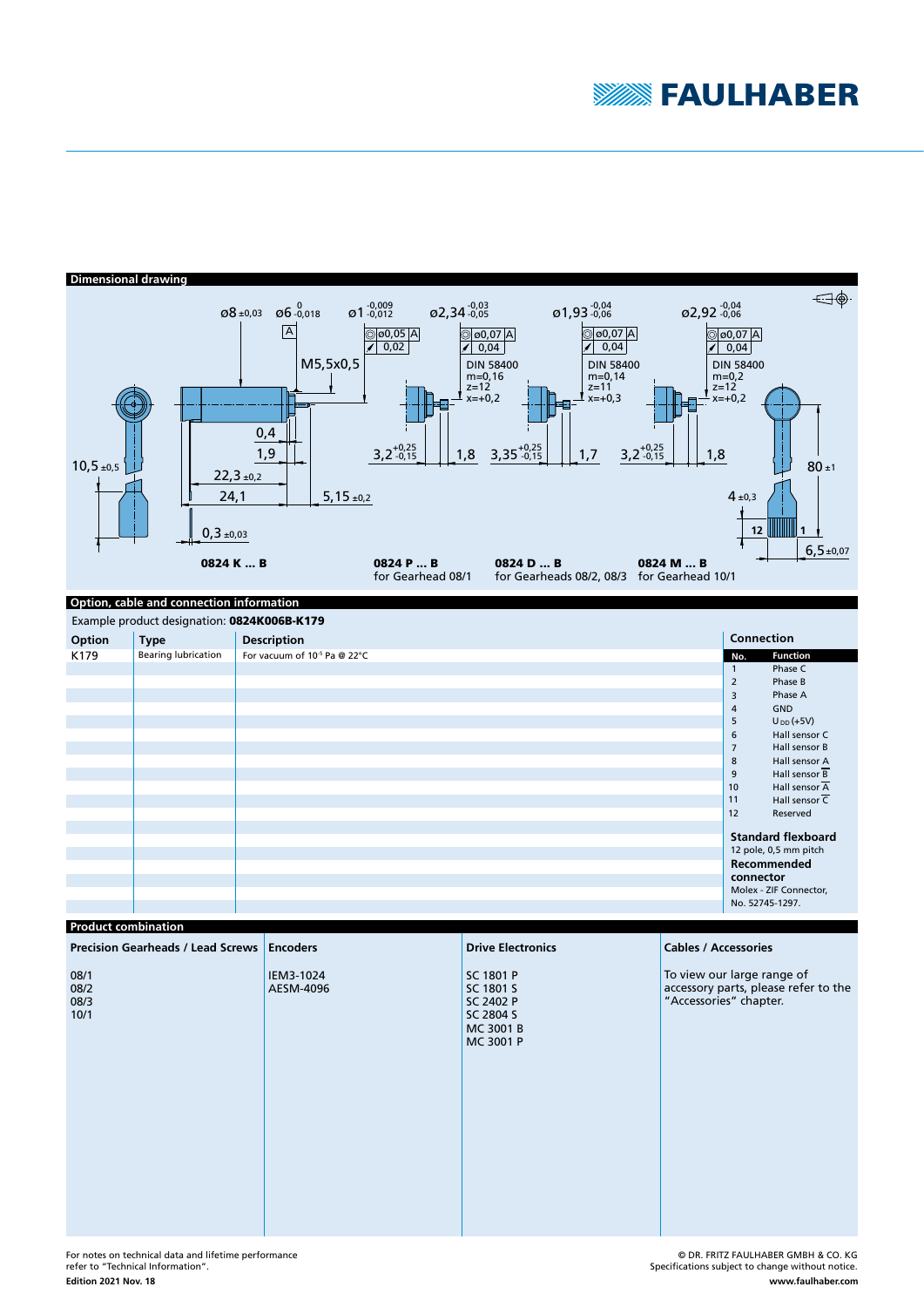## Dimensional drawing

ø8 ±0,03 ø6 $^{0}_{-0,018}$ ø1 $^{-0,009}_{-0,012}$ ø2,34 $^{-0,03}_{-0,05}$ ø1,93 $^{-0,04}_{-0,06}$ ø2,92 $^{-0,04}_{-0,06}$

A

M5,5x0,5

ø0,05 A
0,02

ø0,07 A
0,04

DIN 58400
m=0,16
z=12
x=+0,2

ø0,07 A
0,04

DIN 58400
m=0,14
z=11
x=+0,3

ø0,07 A
0,04

DIN 58400
m=0,2
z=12
x=+0,2

0,4
1,9
10,5 ±0,5
22,3 ±0,2
24,1
5,15 ±0,2
0,3 ±0,03
3,2 $^{+0,25}_{-0,15}$
1,8
3,35 $^{+0,25}_{-0,15}$
1,7
3,2 $^{+0,25}_{-0,15}$
1,8
80 ±1
4 ±0,3
12
1
6,5 ±0,07

**0824 K ... B**

**0824 P ... B**
for Gearhead 08/1

**0824 D ... B**
for Gearheads 08/2, 08/3

**0824 M ... B**
for Gearhead 10/1

## Option, cable and connection information

Example product designation: **0824K006B-K179**

| Option | Type | Description |
|---|---|---|
| K179 | Bearing lubrication | For vacuum of $10^{-5}$ Pa @ 22°C |

**Connection**

| No. | Function |
|---|---|
| 1 | Phase C |
| 2 | Phase B |
| 3 | Phase A |
| 4 | GND |
| 5 | $U_{DD}$ (+5V) |
| 6 | Hall sensor C |
| 7 | Hall sensor B |
| 8 | Hall sensor A |
| 9 | Hall sensor $\overline{B}$ |
| 10 | Hall sensor $\overline{A}$ |
| 11 | Hall sensor $\overline{C}$ |
| 12 | Reserved |

**Standard flexboard**
12 pole, 0,5 mm pitch

**Recommended connector**
Molex - ZIF Connector, No. 52745-1297.

## Product combination

| Precision Gearheads / Lead Screws | Encoders | Drive Electronics | Cables / Accessories |
|---|---|---|---|
| 08/1<br>08/2<br>08/3<br>10/1 | IEM3-1024<br>AESM-4096 | SC 1801 P<br>SC 1801 S<br>SC 2402 P<br>SC 2804 S<br>MC 3001 B<br>MC 3001 P | To view our large range of accessory parts, please refer to the "Accessories" chapter. |

For notes on technical data and lifetime performance refer to "Technical Information".

**Edition 2021 Nov. 18**

© DR. FRITZ FAULHABER GMBH & CO. KG
Specifications subject to change without notice.
**www.faulhaber.com**